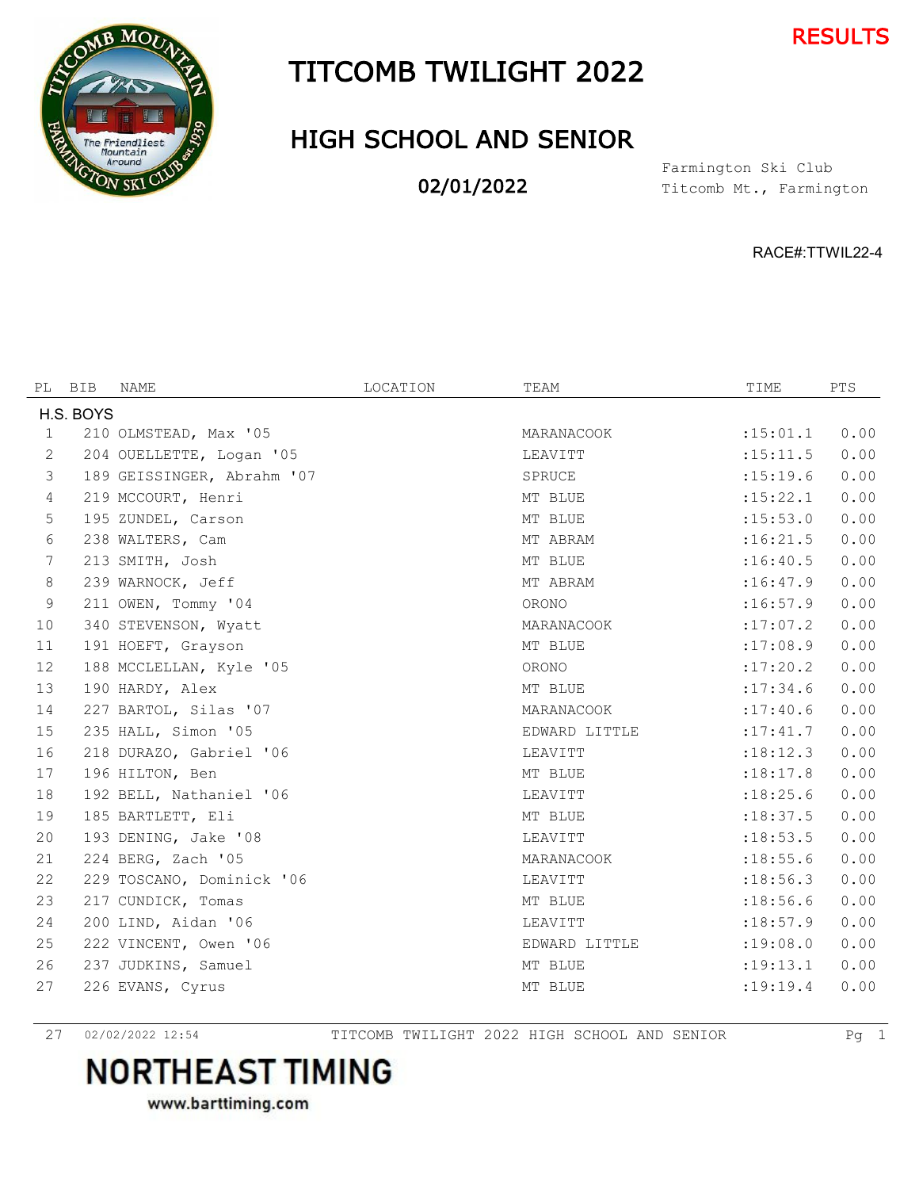RESULTS

# TITCOMB TWILIGHT 2022

## HIGH SCHOOL AND SENIOR

02/01/2022

Farmington Ski Club
Titcomb Mt., Farmington

RACE#:TTWIL22-4

| PL | BIB | NAME | LOCATION | TEAM | TIME | PTS |
|---|---|---|---|---|---|---|
| H.S. BOYS | | | | | | |
| 1 | 210 | OLMSTEAD, Max '05 | | MARANACOOK | :15:01.1 | 0.00 |
| 2 | 204 | OUELLETTE, Logan '05 | | LEAVITT | :15:11.5 | 0.00 |
| 3 | 189 | GEISSINGER, Abrahm '07 | | SPRUCE | :15:19.6 | 0.00 |
| 4 | 219 | MCCOURT, Henri | | MT BLUE | :15:22.1 | 0.00 |
| 5 | 195 | ZUNDEL, Carson | | MT BLUE | :15:53.0 | 0.00 |
| 6 | 238 | WALTERS, Cam | | MT ABRAM | :16:21.5 | 0.00 |
| 7 | 213 | SMITH, Josh | | MT BLUE | :16:40.5 | 0.00 |
| 8 | 239 | WARNOCK, Jeff | | MT ABRAM | :16:47.9 | 0.00 |
| 9 | 211 | OWEN, Tommy '04 | | ORONO | :16:57.9 | 0.00 |
| 10 | 340 | STEVENSON, Wyatt | | MARANACOOK | :17:07.2 | 0.00 |
| 11 | 191 | HOEFT, Grayson | | MT BLUE | :17:08.9 | 0.00 |
| 12 | 188 | MCCLELLAN, Kyle '05 | | ORONO | :17:20.2 | 0.00 |
| 13 | 190 | HARDY, Alex | | MT BLUE | :17:34.6 | 0.00 |
| 14 | 227 | BARTOL, Silas '07 | | MARANACOOK | :17:40.6 | 0.00 |
| 15 | 235 | HALL, Simon '05 | | EDWARD LITTLE | :17:41.7 | 0.00 |
| 16 | 218 | DURAZO, Gabriel '06 | | LEAVITT | :18:12.3 | 0.00 |
| 17 | 196 | HILTON, Ben | | MT BLUE | :18:17.8 | 0.00 |
| 18 | 192 | BELL, Nathaniel '06 | | LEAVITT | :18:25.6 | 0.00 |
| 19 | 185 | BARTLETT, Eli | | MT BLUE | :18:37.5 | 0.00 |
| 20 | 193 | DENING, Jake '08 | | LEAVITT | :18:53.5 | 0.00 |
| 21 | 224 | BERG, Zach '05 | | MARANACOOK | :18:55.6 | 0.00 |
| 22 | 229 | TOSCANO, Dominick '06 | | LEAVITT | :18:56.3 | 0.00 |
| 23 | 217 | CUNDICK, Tomas | | MT BLUE | :18:56.6 | 0.00 |
| 24 | 200 | LIND, Aidan '06 | | LEAVITT | :18:57.9 | 0.00 |
| 25 | 222 | VINCENT, Owen '06 | | EDWARD LITTLE | :19:08.0 | 0.00 |
| 26 | 237 | JUDKINS, Samuel | | MT BLUE | :19:13.1 | 0.00 |
| 27 | 226 | EVANS, Cyrus | | MT BLUE | :19:19.4 | 0.00 |

27 02/02/2022 12:54 TITCOMB TWILIGHT 2022 HIGH SCHOOL AND SENIOR

NORTHEAST TIMING
www.barttiming.com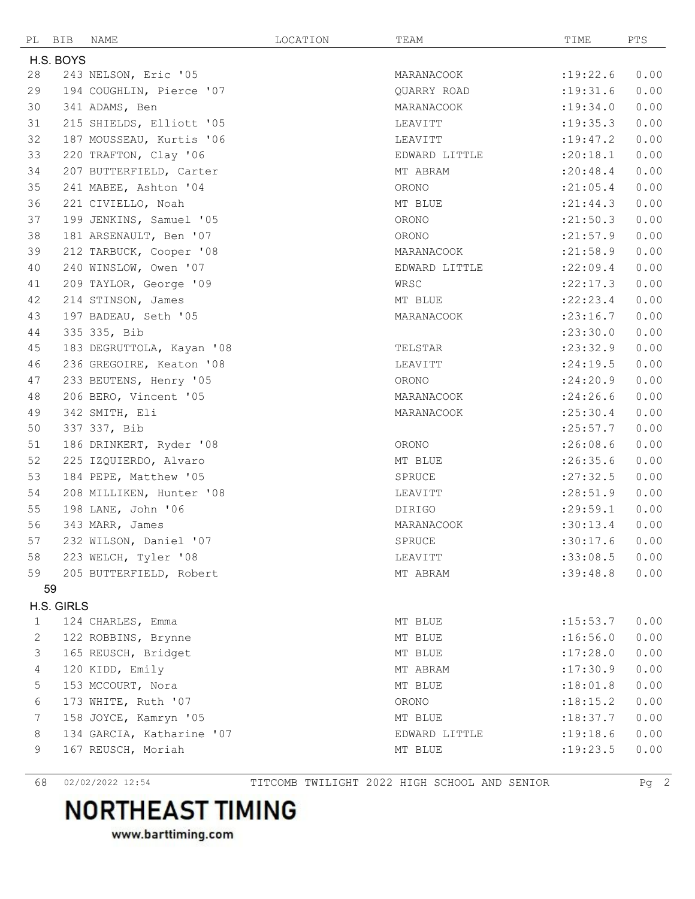| PL | BIB | NAME | LOCATION | TEAM | TIME | PTS |
|---|---|---|---|---|---|---|
| **H.S. BOYS** | | | | | | |
| 28 | 243 | NELSON, Eric '05 | | MARANACOOK | :19:22.6 | 0.00 |
| 29 | 194 | COUGHLIN, Pierce '07 | | QUARRY ROAD | :19:31.6 | 0.00 |
| 30 | 341 | ADAMS, Ben | | MARANACOOK | :19:34.0 | 0.00 |
| 31 | 215 | SHIELDS, Elliott '05 | | LEAVITT | :19:35.3 | 0.00 |
| 32 | 187 | MOUSSEAU, Kurtis '06 | | LEAVITT | :19:47.2 | 0.00 |
| 33 | 220 | TRAFTON, Clay '06 | | EDWARD LITTLE | :20:18.1 | 0.00 |
| 34 | 207 | BUTTERFIELD, Carter | | MT ABRAM | :20:48.4 | 0.00 |
| 35 | 241 | MABEE, Ashton '04 | | ORONO | :21:05.4 | 0.00 |
| 36 | 221 | CIVIELLO, Noah | | MT BLUE | :21:44.3 | 0.00 |
| 37 | 199 | JENKINS, Samuel '05 | | ORONO | :21:50.3 | 0.00 |
| 38 | 181 | ARSENAULT, Ben '07 | | ORONO | :21:57.9 | 0.00 |
| 39 | 212 | TARBUCK, Cooper '08 | | MARANACOOK | :21:58.9 | 0.00 |
| 40 | 240 | WINSLOW, Owen '07 | | EDWARD LITTLE | :22:09.4 | 0.00 |
| 41 | 209 | TAYLOR, George '09 | | WRSC | :22:17.3 | 0.00 |
| 42 | 214 | STINSON, James | | MT BLUE | :22:23.4 | 0.00 |
| 43 | 197 | BADEAU, Seth '05 | | MARANACOOK | :23:16.7 | 0.00 |
| 44 | 335 | 335, Bib | | | :23:30.0 | 0.00 |
| 45 | 183 | DEGRUTTOLA, Kayan '08 | | TELSTAR | :23:32.9 | 0.00 |
| 46 | 236 | GREGOIRE, Keaton '08 | | LEAVITT | :24:19.5 | 0.00 |
| 47 | 233 | BEUTENS, Henry '05 | | ORONO | :24:20.9 | 0.00 |
| 48 | 206 | BERO, Vincent '05 | | MARANACOOK | :24:26.6 | 0.00 |
| 49 | 342 | SMITH, Eli | | MARANACOOK | :25:30.4 | 0.00 |
| 50 | 337 | 337, Bib | | | :25:57.7 | 0.00 |
| 51 | 186 | DRINKERT, Ryder '08 | | ORONO | :26:08.6 | 0.00 |
| 52 | 225 | IZQUIERDO, Alvaro | | MT BLUE | :26:35.6 | 0.00 |
| 53 | 184 | PEPE, Matthew '05 | | SPRUCE | :27:32.5 | 0.00 |
| 54 | 208 | MILLIKEN, Hunter '08 | | LEAVITT | :28:51.9 | 0.00 |
| 55 | 198 | LANE, John '06 | | DIRIGO | :29:59.1 | 0.00 |
| 56 | 343 | MARR, James | | MARANACOOK | :30:13.4 | 0.00 |
| 57 | 232 | WILSON, Daniel '07 | | SPRUCE | :30:17.6 | 0.00 |
| 58 | 223 | WELCH, Tyler '08 | | LEAVITT | :33:08.5 | 0.00 |
| 59 | 205 | BUTTERFIELD, Robert | | MT ABRAM | :39:48.8 | 0.00 |
| 59 | | | | | | |
| **H.S. GIRLS** | | | | | | |
| 1 | 124 | CHARLES, Emma | | MT BLUE | :15:53.7 | 0.00 |
| 2 | 122 | ROBBINS, Brynne | | MT BLUE | :16:56.0 | 0.00 |
| 3 | 165 | REUSCH, Bridget | | MT BLUE | :17:28.0 | 0.00 |
| 4 | 120 | KIDD, Emily | | MT ABRAM | :17:30.9 | 0.00 |
| 5 | 153 | MCCOURT, Nora | | MT BLUE | :18:01.8 | 0.00 |
| 6 | 173 | WHITE, Ruth '07 | | ORONO | :18:15.2 | 0.00 |
| 7 | 158 | JOYCE, Kamryn '05 | | MT BLUE | :18:37.7 | 0.00 |
| 8 | 134 | GARCIA, Katharine '07 | | EDWARD LITTLE | :19:18.6 | 0.00 |
| 9 | 167 | REUSCH, Moriah | | MT BLUE | :19:23.5 | 0.00 |

68 02/02/2022 12:54 TITCOMB TWILIGHT 2022 HIGH SCHOOL AND SENIOR

**NORTHEAST TIMING**
www.barttiming.com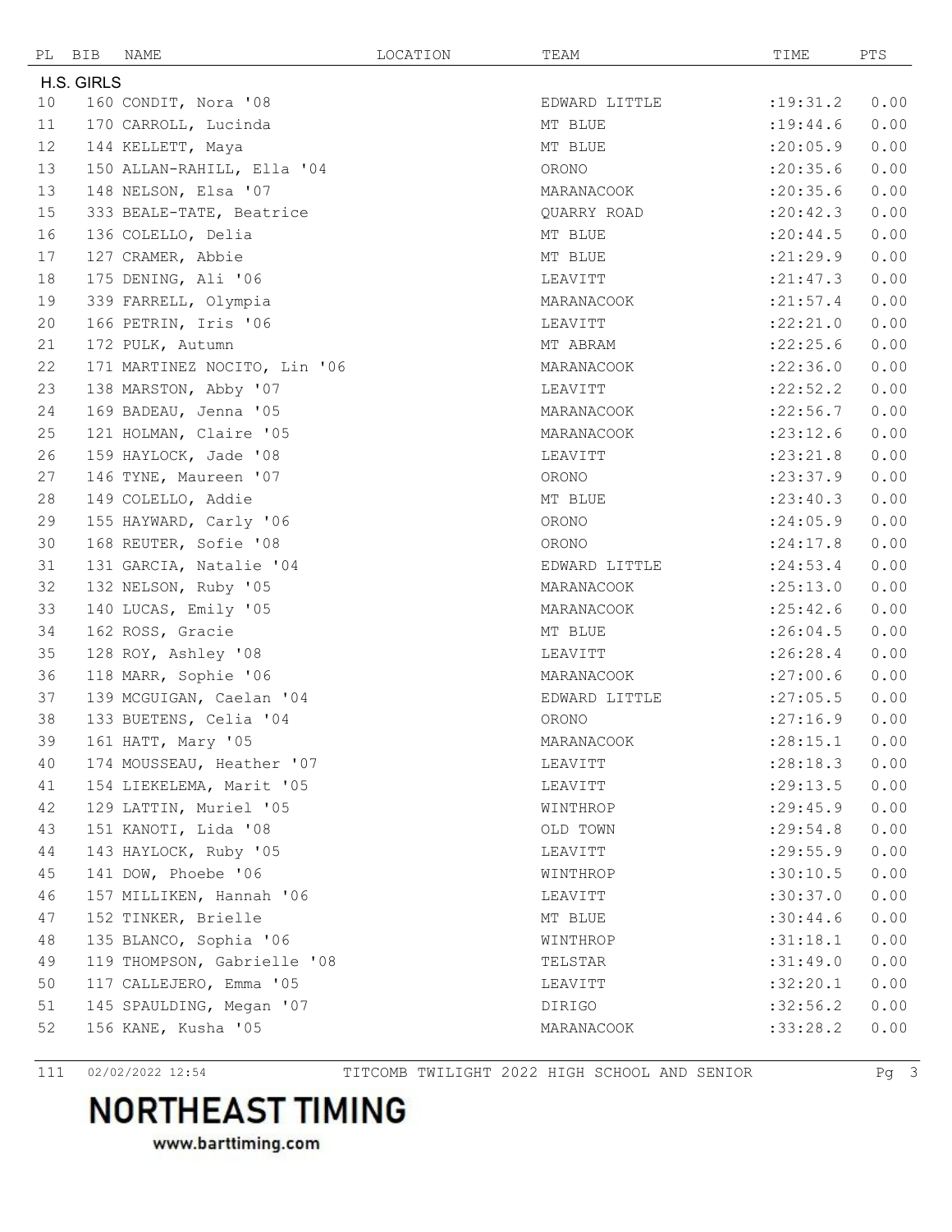| PL | BIB | NAME | LOCATION | TEAM | TIME | PTS |
|---|---|---|---|---|---|---|
| **H.S. GIRLS** | | | | | | |
| 10 | 160 | CONDIT, Nora '08 | | EDWARD LITTLE | :19:31.2 | 0.00 |
| 11 | 170 | CARROLL, Lucinda | | MT BLUE | :19:44.6 | 0.00 |
| 12 | 144 | KELLETT, Maya | | MT BLUE | :20:05.9 | 0.00 |
| 13 | 150 | ALLAN-RAHILL, Ella '04 | | ORONO | :20:35.6 | 0.00 |
| 13 | 148 | NELSON, Elsa '07 | | MARANACOOK | :20:35.6 | 0.00 |
| 15 | 333 | BEALE-TATE, Beatrice | | QUARRY ROAD | :20:42.3 | 0.00 |
| 16 | 136 | COLELLO, Delia | | MT BLUE | :20:44.5 | 0.00 |
| 17 | 127 | CRAMER, Abbie | | MT BLUE | :21:29.9 | 0.00 |
| 18 | 175 | DENING, Ali '06 | | LEAVITT | :21:47.3 | 0.00 |
| 19 | 339 | FARRELL, Olympia | | MARANACOOK | :21:57.4 | 0.00 |
| 20 | 166 | PETRIN, Iris '06 | | LEAVITT | :22:21.0 | 0.00 |
| 21 | 172 | PULK, Autumn | | MT ABRAM | :22:25.6 | 0.00 |
| 22 | 171 | MARTINEZ NOCITO, Lin '06 | | MARANACOOK | :22:36.0 | 0.00 |
| 23 | 138 | MARSTON, Abby '07 | | LEAVITT | :22:52.2 | 0.00 |
| 24 | 169 | BADEAU, Jenna '05 | | MARANACOOK | :22:56.7 | 0.00 |
| 25 | 121 | HOLMAN, Claire '05 | | MARANACOOK | :23:12.6 | 0.00 |
| 26 | 159 | HAYLOCK, Jade '08 | | LEAVITT | :23:21.8 | 0.00 |
| 27 | 146 | TYNE, Maureen '07 | | ORONO | :23:37.9 | 0.00 |
| 28 | 149 | COLELLO, Addie | | MT BLUE | :23:40.3 | 0.00 |
| 29 | 155 | HAYWARD, Carly '06 | | ORONO | :24:05.9 | 0.00 |
| 30 | 168 | REUTER, Sofie '08 | | ORONO | :24:17.8 | 0.00 |
| 31 | 131 | GARCIA, Natalie '04 | | EDWARD LITTLE | :24:53.4 | 0.00 |
| 32 | 132 | NELSON, Ruby '05 | | MARANACOOK | :25:13.0 | 0.00 |
| 33 | 140 | LUCAS, Emily '05 | | MARANACOOK | :25:42.6 | 0.00 |
| 34 | 162 | ROSS, Gracie | | MT BLUE | :26:04.5 | 0.00 |
| 35 | 128 | ROY, Ashley '08 | | LEAVITT | :26:28.4 | 0.00 |
| 36 | 118 | MARR, Sophie '06 | | MARANACOOK | :27:00.6 | 0.00 |
| 37 | 139 | MCGUIGAN, Caelan '04 | | EDWARD LITTLE | :27:05.5 | 0.00 |
| 38 | 133 | BUETENS, Celia '04 | | ORONO | :27:16.9 | 0.00 |
| 39 | 161 | HATT, Mary '05 | | MARANACOOK | :28:15.1 | 0.00 |
| 40 | 174 | MOUSSEAU, Heather '07 | | LEAVITT | :28:18.3 | 0.00 |
| 41 | 154 | LIEKELEMA, Marit '05 | | LEAVITT | :29:13.5 | 0.00 |
| 42 | 129 | LATTIN, Muriel '05 | | WINTHROP | :29:45.9 | 0.00 |
| 43 | 151 | KANOTI, Lida '08 | | OLD TOWN | :29:54.8 | 0.00 |
| 44 | 143 | HAYLOCK, Ruby '05 | | LEAVITT | :29:55.9 | 0.00 |
| 45 | 141 | DOW, Phoebe '06 | | WINTHROP | :30:10.5 | 0.00 |
| 46 | 157 | MILLIKEN, Hannah '06 | | LEAVITT | :30:37.0 | 0.00 |
| 47 | 152 | TINKER, Brielle | | MT BLUE | :30:44.6 | 0.00 |
| 48 | 135 | BLANCO, Sophia '06 | | WINTHROP | :31:18.1 | 0.00 |
| 49 | 119 | THOMPSON, Gabrielle '08 | | TELSTAR | :31:49.0 | 0.00 |
| 50 | 117 | CALLEJERO, Emma '05 | | LEAVITT | :32:20.1 | 0.00 |
| 51 | 145 | SPAULDING, Megan '07 | | DIRIGO | :32:56.2 | 0.00 |
| 52 | 156 | KANE, Kusha '05 | | MARANACOOK | :33:28.2 | 0.00 |

111 02/02/2022 12:54 TITCOMB TWILIGHT 2022 HIGH SCHOOL AND SENIOR

**NORTHEAST TIMING**
www.barttiming.com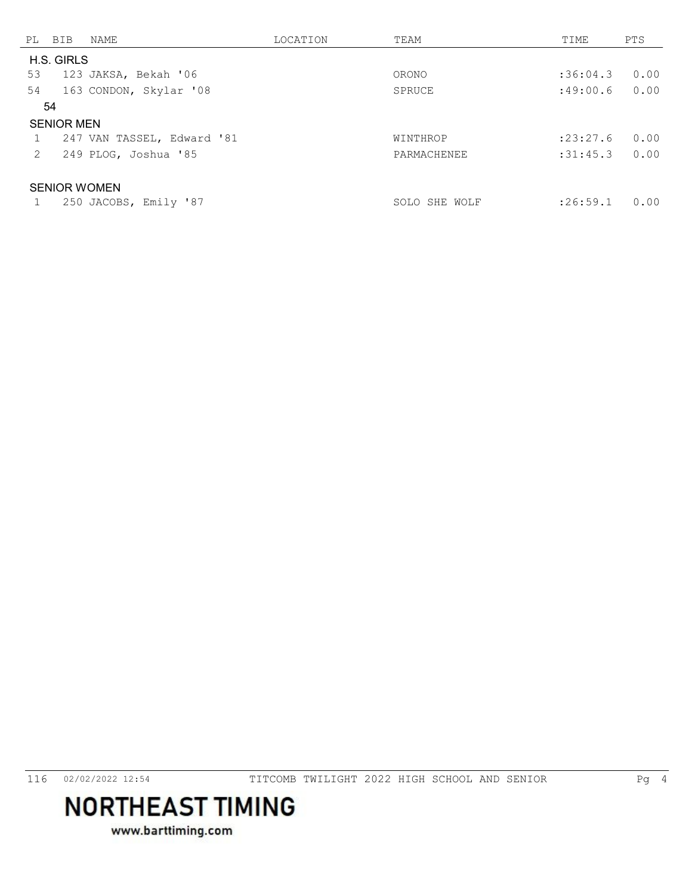| PL | BIB | NAME | LOCATION | TEAM | TIME | PTS |
| --- | --- | --- | --- | --- | --- | --- |
| **H.S. GIRLS** | | | | | | |
| 53 | 123 | JAKSA, Bekah '06 | | ORONO | :36:04.3 | 0.00 |
| 54 | 163 | CONDON, Skylar '08 | | SPRUCE | :49:00.6 | 0.00 |
| 54 | | | | | | |
| **SENIOR MEN** | | | | | | |
| 1 | 247 | VAN TASSEL, Edward '81 | | WINTHROP | :23:27.6 | 0.00 |
| 2 | 249 | PLOG, Joshua '85 | | PARMACHENEE | :31:45.3 | 0.00 |
| **SENIOR WOMEN** | | | | | | |
| 1 | 250 | JACOBS, Emily '87 | | SOLO SHE WOLF | :26:59.1 | 0.00 |

116 02/02/2022 12:54 TITCOMB TWILIGHT 2022 HIGH SCHOOL AND SENIOR

NORTHEAST TIMING
www.barttiming.com